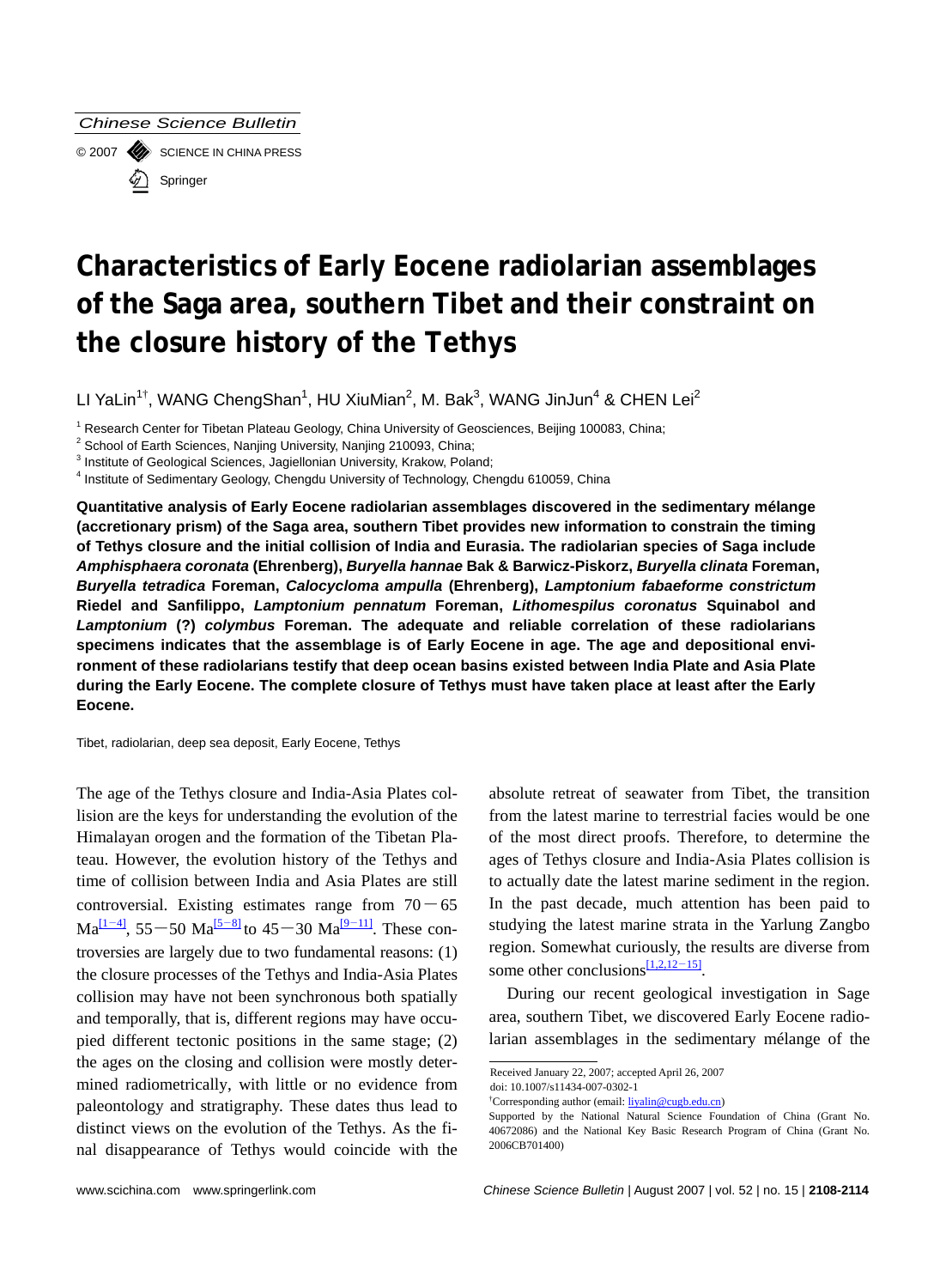# Characteristics of Early Eocene radiolarian assemblages of the Saga area, southern Tibet and their constraint on the closure history of the Tethys

LI YaLin[1†], WANG ChengShan[1], HU XiuMian[2], M. Bak[3], WANG JinJun[4] & CHEN Lei[2]

[1] Research Center for Tibetan Plateau Geology, China University of Geosciences, Beijing 100083, China;
[2] School of Earth Sciences, Nanjing University, Nanjing 210093, China;
[3] Institute of Geological Sciences, Jagiellonian University, Krakow, Poland;
[4] Institute of Sedimentary Geology, Chengdu University of Technology, Chengdu 610059, China

**Quantitative analysis of Early Eocene radiolarian assemblages discovered in the sedimentary mélange (accretionary prism) of the Saga area, southern Tibet provides new information to constrain the timing of Tethys closure and the initial collision of India and Eurasia. The radiolarian species of Saga include *Amphisphaera coronata* (Ehrenberg), *Buryella hannae* Bak & Barwicz-Piskorz, *Buryella clinata* Foreman, *Buryella tetradica* Foreman, *Calocycloma ampulla* (Ehrenberg), *Lamptonium fabaeforme constrictum* Riedel and Sanfilippo, *Lamptonium pennatum* Foreman, *Lithomespilus coronatus* Squinabol and *Lamptonium* (?) *colymbus* Foreman. The adequate and reliable correlation of these radiolarians specimens indicates that the assemblage is of Early Eocene in age. The age and depositional environment of these radiolarians testify that deep ocean basins existed between India Plate and Asia Plate during the Early Eocene. The complete closure of Tethys must have taken place at least after the Early Eocene.**

Tibet, radiolarian, deep sea deposit, Early Eocene, Tethys

The age of the Tethys closure and India-Asia Plates collision are the keys for understanding the evolution of the Himalayan orogen and the formation of the Tibetan Plateau. However, the evolution history of the Tethys and time of collision between India and Asia Plates are still controversial. Existing estimates range from 70−65 Ma[1−4], 55−50 Ma[5−8] to 45−30 Ma[9−11]. These controversies are largely due to two fundamental reasons: (1) the closure processes of the Tethys and India-Asia Plates collision may have not been synchronous both spatially and temporally, that is, different regions may have occupied different tectonic positions in the same stage; (2) the ages on the closing and collision were mostly determined radiometrically, with little or no evidence from paleontology and stratigraphy. These dates thus lead to distinct views on the evolution of the Tethys. As the final disappearance of Tethys would coincide with the absolute retreat of seawater from Tibet, the transition from the latest marine to terrestrial facies would be one of the most direct proofs. Therefore, to determine the ages of Tethys closure and India-Asia Plates collision is to actually date the latest marine sediment in the region. In the past decade, much attention has been paid to studying the latest marine strata in the Yarlung Zangbo region. Somewhat curiously, the results are diverse from some other conclusions[1,2,12−15].

During our recent geological investigation in Sage area, southern Tibet, we discovered Early Eocene radiolarian assemblages in the sedimentary mélange of the

Received January 22, 2007; accepted April 26, 2007
doi: 10.1007/s11434-007-0302-1
†Corresponding author (email: liyalin@cugb.edu.cn)
Supported by the National Natural Science Foundation of China (Grant No. 40672086) and the National Key Basic Research Program of China (Grant No. 2006CB701400)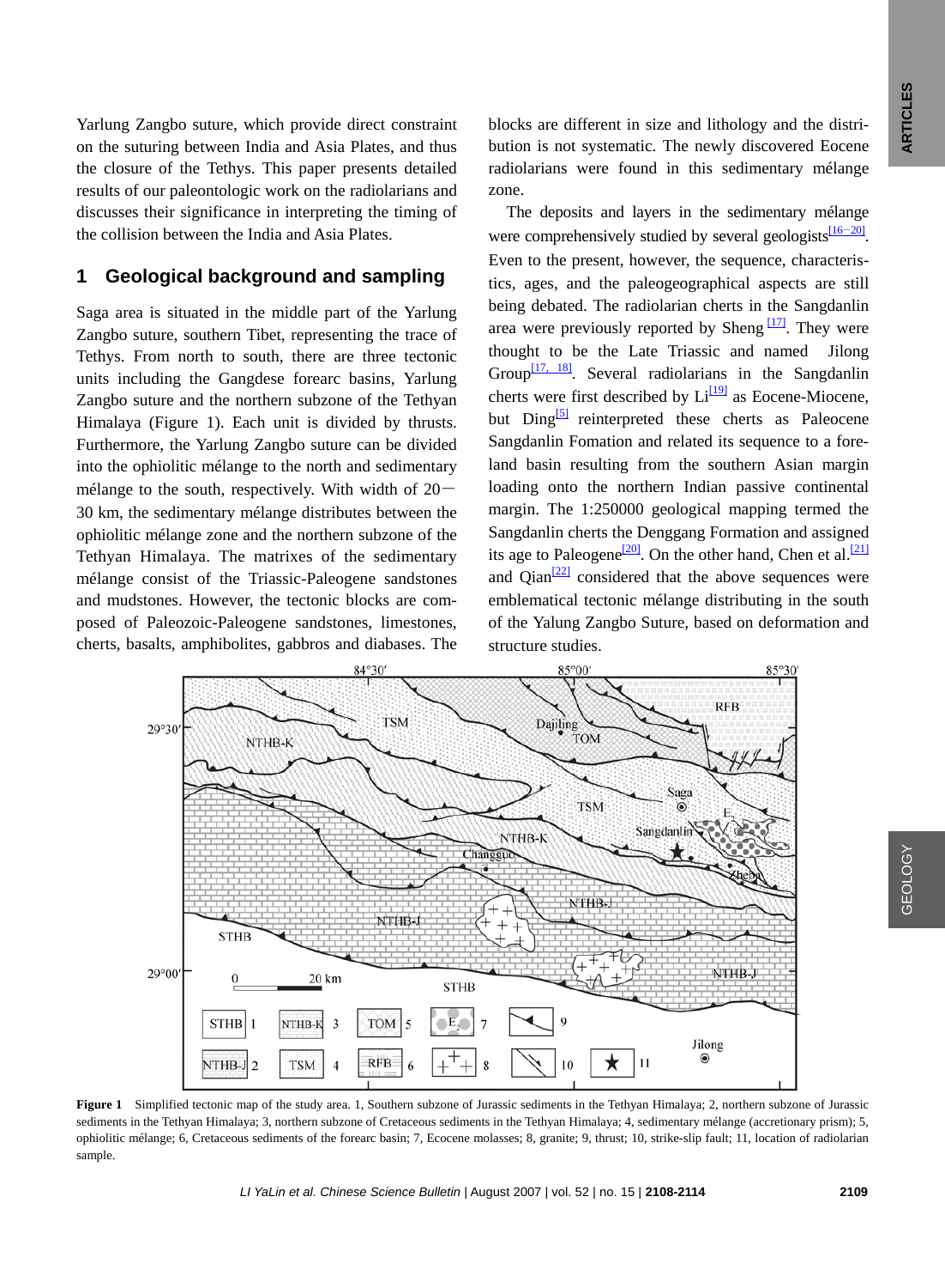Yarlung Zangbo suture, which provide direct constraint on the suturing between India and Asia Plates, and thus the closure of the Tethys. This paper presents detailed results of our paleontologic work on the radiolarians and discusses their significance in interpreting the timing of the collision between the India and Asia Plates.

## 1 Geological background and sampling

Saga area is situated in the middle part of the Yarlung Zangbo suture, southern Tibet, representing the trace of Tethys. From north to south, there are three tectonic units including the Gangdese forearc basins, Yarlung Zangbo suture and the northern subzone of the Tethyan Himalaya (Figure 1). Each unit is divided by thrusts. Furthermore, the Yarlung Zangbo suture can be divided into the ophiolitic mélange to the north and sedimentary mélange to the south, respectively. With width of 20—30 km, the sedimentary mélange distributes between the ophiolitic mélange zone and the northern subzone of the Tethyan Himalaya. The matrixes of the sedimentary mélange consist of the Triassic-Paleogene sandstones and mudstones. However, the tectonic blocks are composed of Paleozoic-Paleogene sandstones, limestones, cherts, basalts, amphibolites, gabbros and diabases. The blocks are different in size and lithology and the distribution is not systematic. The newly discovered Eocene radiolarians were found in this sedimentary mélange zone.

The deposits and layers in the sedimentary mélange were comprehensively studied by several geologists[16−20]. Even to the present, however, the sequence, characteristics, ages, and the paleogeographical aspects are still being debated. The radiolarian cherts in the Sangdanlin area were previously reported by Sheng [17]. They were thought to be the Late Triassic and named Jilong Group[17, 18]. Several radiolarians in the Sangdanlin cherts were first described by Li[19] as Eocene-Miocene, but Ding[5] reinterpreted these cherts as Paleocene Sangdanlin Fomation and related its sequence to a foreland basin resulting from the southern Asian margin loading onto the northern Indian passive continental margin. The 1:250000 geological mapping termed the Sangdanlin cherts the Denggang Formation and assigned its age to Paleogene[20]. On the other hand, Chen et al.[21] and Qian[22] considered that the above sequences were emblematical tectonic mélange distributing in the south of the Yalung Zangbo Suture, based on deformation and structure studies.

**Figure 1** Simplified tectonic map of the study area. 1, Southern subzone of Jurassic sediments in the Tethyan Himalaya; 2, northern subzone of Jurassic sediments in the Tethyan Himalaya; 3, northern subzone of Cretaceous sediments in the Tethyan Himalaya; 4, sedimentary mélange (accretionary prism); 5, ophiolitic mélange; 6, Cretaceous sediments of the forearc basin; 7, Ecocene molasses; 8, granite; 9, thrust; 10, strike-slip fault; 11, location of radiolarian sample.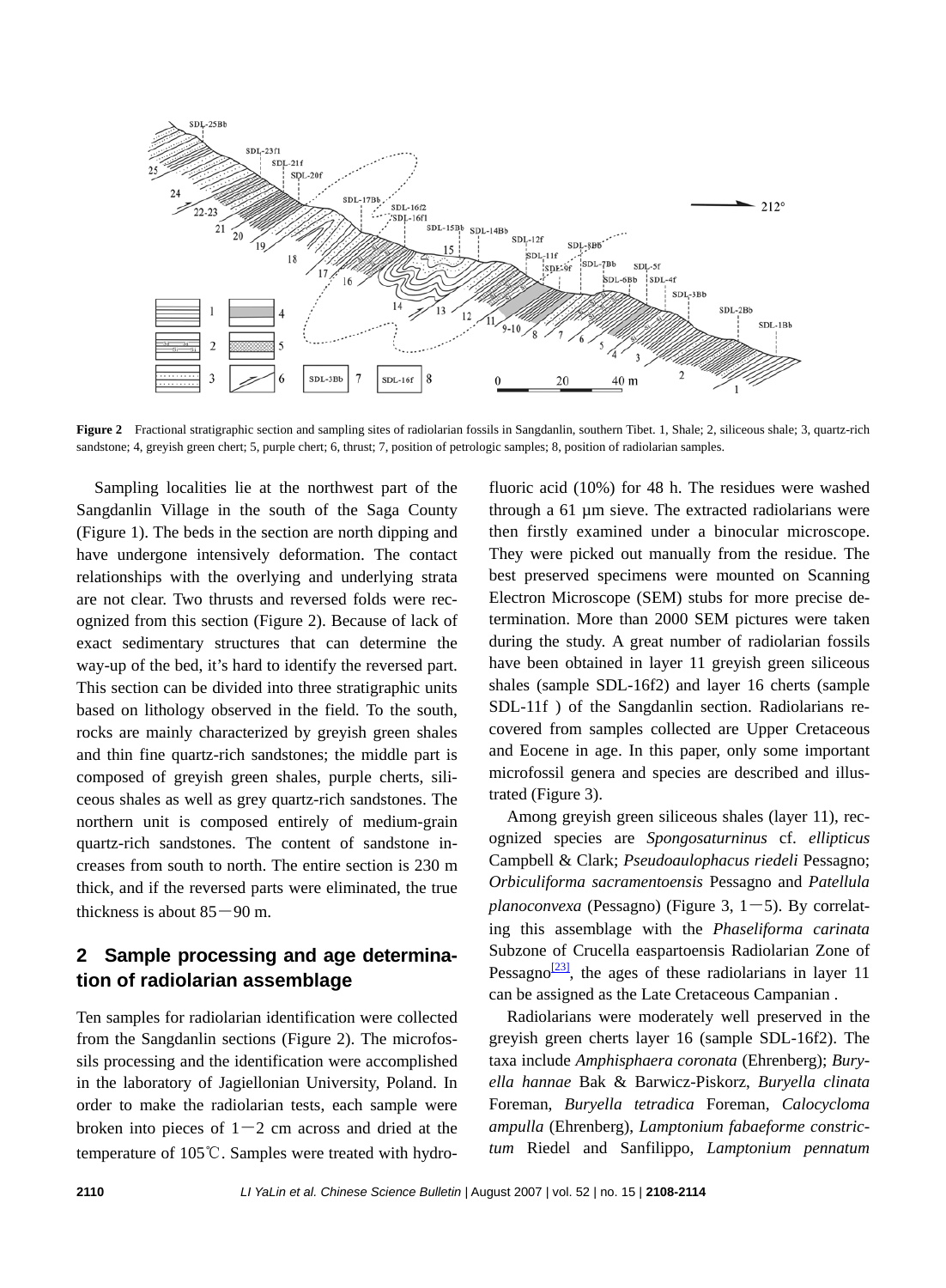**Figure 2** Fractional stratigraphic section and sampling sites of radiolarian fossils in Sangdanlin, southern Tibet. 1, Shale; 2, siliceous shale; 3, quartz-rich sandstone; 4, greyish green chert; 5, purple chert; 6, thrust; 7, position of petrologic samples; 8, position of radiolarian samples.

Sampling localities lie at the northwest part of the Sangdanlin Village in the south of the Saga County (Figure 1). The beds in the section are north dipping and have undergone intensively deformation. The contact relationships with the overlying and underlying strata are not clear. Two thrusts and reversed folds were recognized from this section (Figure 2). Because of lack of exact sedimentary structures that can determine the way-up of the bed, it's hard to identify the reversed part. This section can be divided into three stratigraphic units based on lithology observed in the field. To the south, rocks are mainly characterized by greyish green shales and thin fine quartz-rich sandstones; the middle part is composed of greyish green shales, purple cherts, siliceous shales as well as grey quartz-rich sandstones. The northern unit is composed entirely of medium-grain quartz-rich sandstones. The content of sandstone increases from south to north. The entire section is 230 m thick, and if the reversed parts were eliminated, the true thickness is about 85—90 m.

## 2 Sample processing and age determination of radiolarian assemblage

Ten samples for radiolarian identification were collected from the Sangdanlin sections (Figure 2). The microfossils processing and the identification were accomplished in the laboratory of Jagiellonian University, Poland. In order to make the radiolarian tests, each sample were broken into pieces of 1—2 cm across and dried at the temperature of 105℃. Samples were treated with hydrofluoric acid (10%) for 48 h. The residues were washed through a 61 μm sieve. The extracted radiolarians were then firstly examined under a binocular microscope. They were picked out manually from the residue. The best preserved specimens were mounted on Scanning Electron Microscope (SEM) stubs for more precise determination. More than 2000 SEM pictures were taken during the study. A great number of radiolarian fossils have been obtained in layer 11 greyish green siliceous shales (sample SDL-16f2) and layer 16 cherts (sample SDL-11f ) of the Sangdanlin section. Radiolarians recovered from samples collected are Upper Cretaceous and Eocene in age. In this paper, only some important microfossil genera and species are described and illustrated (Figure 3).

Among greyish green siliceous shales (layer 11), recognized species are *Spongosaturninus* cf. *ellipticus* Campbell & Clark; *Pseudoaulophacus riedeli* Pessagno; *Orbiculiforma sacramentoensis* Pessagno and *Patellula planoconvexa* (Pessagno) (Figure 3, 1—5). By correlating this assemblage with the *Phaseliforma carinata* Subzone of Crucella easpartoensis Radiolarian Zone of Pessagno[23], the ages of these radiolarians in layer 11 can be assigned as the Late Cretaceous Campanian .

Radiolarians were moderately well preserved in the greyish green cherts layer 16 (sample SDL-16f2). The taxa include *Amphisphaera coronata* (Ehrenberg); *Buryella hannae* Bak & Barwicz-Piskorz, *Buryella clinata* Foreman, *Buryella tetradica* Foreman, *Calocycloma ampulla* (Ehrenberg), *Lamptonium fabaeforme constrictum* Riedel and Sanfilippo, *Lamptonium pennatum*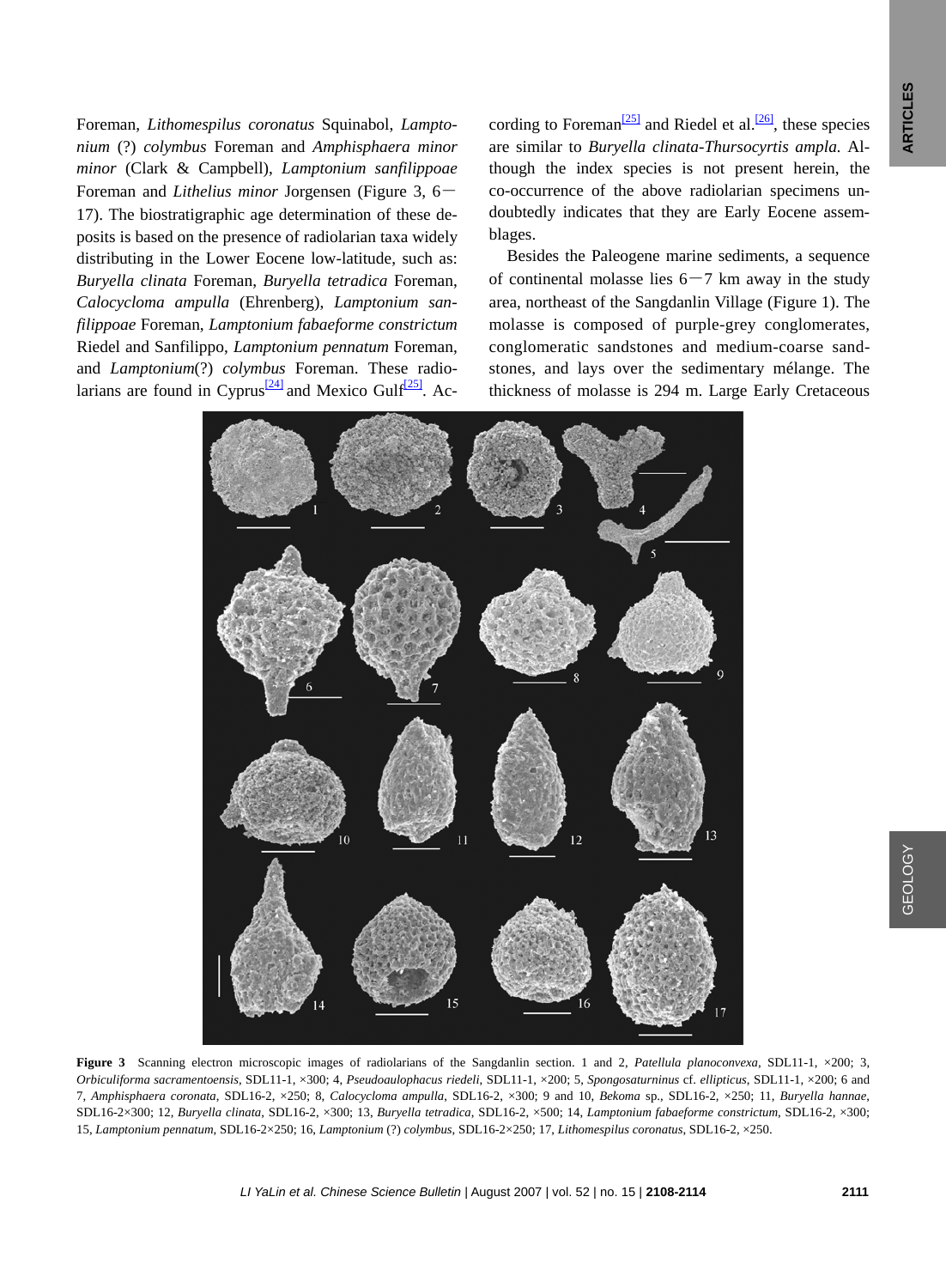Foreman, *Lithomespilus coronatus* Squinabol, *Lamptonium* (?) *colymbus* Foreman and *Amphisphaera minor minor* (Clark & Campbell), *Lamptonium sanfilippoae* Foreman and *Lithelius minor* Jorgensen (Figure 3, 6－17). The biostratigraphic age determination of these deposits is based on the presence of radiolarian taxa widely distributing in the Lower Eocene low-latitude, such as: *Buryella clinata* Foreman, *Buryella tetradica* Foreman, *Calocycloma ampulla* (Ehrenberg), *Lamptonium sanfilippoae* Foreman, *Lamptonium fabaeforme constrictum* Riedel and Sanfilippo, *Lamptonium pennatum* Foreman, and *Lamptonium*(?) *colymbus* Foreman. These radiolarians are found in Cyprus[24] and Mexico Gulf[25]. According to Foreman[25] and Riedel et al.[26], these species are similar to *Buryella clinata-Thursocyrtis ampla*. Although the index species is not present herein, the co-occurrence of the above radiolarian specimens undoubtedly indicates that they are Early Eocene assemblages.

Besides the Paleogene marine sediments, a sequence of continental molasse lies 6－7 km away in the study area, northeast of the Sangdanlin Village (Figure 1). The molasse is composed of purple-grey conglomerates, conglomeratic sandstones and medium-coarse sandstones, and lays over the sedimentary mélange. The thickness of molasse is 294 m. Large Early Cretaceous

**Figure 3** Scanning electron microscopic images of radiolarians of the Sangdanlin section. 1 and 2, *Patellula planoconvexa*, SDL11-1, ×200; 3, *Orbiculiforma sacramentoensis*, SDL11-1, ×300; 4, *Pseudoaulophacus riedeli*, SDL11-1, ×200; 5, *Spongosaturninus* cf. *ellipticus*, SDL11-1, ×200; 6 and 7, *Amphisphaera coronata*, SDL16-2, ×250; 8, *Calocycloma ampulla*, SDL16-2, ×300; 9 and 10, *Bekoma* sp., SDL16-2, ×250; 11, *Buryella hannae*, SDL16-2×300; 12, *Buryella clinata*, SDL16-2, ×300; 13, *Buryella tetradica*, SDL16-2, ×500; 14, *Lamptonium fabaeforme constrictum*, SDL16-2, ×300; 15, *Lamptonium pennatum*, SDL16-2×250; 16, *Lamptonium* (?) *colymbus*, SDL16-2×250; 17, *Lithomespilus coronatus*, SDL16-2, ×250.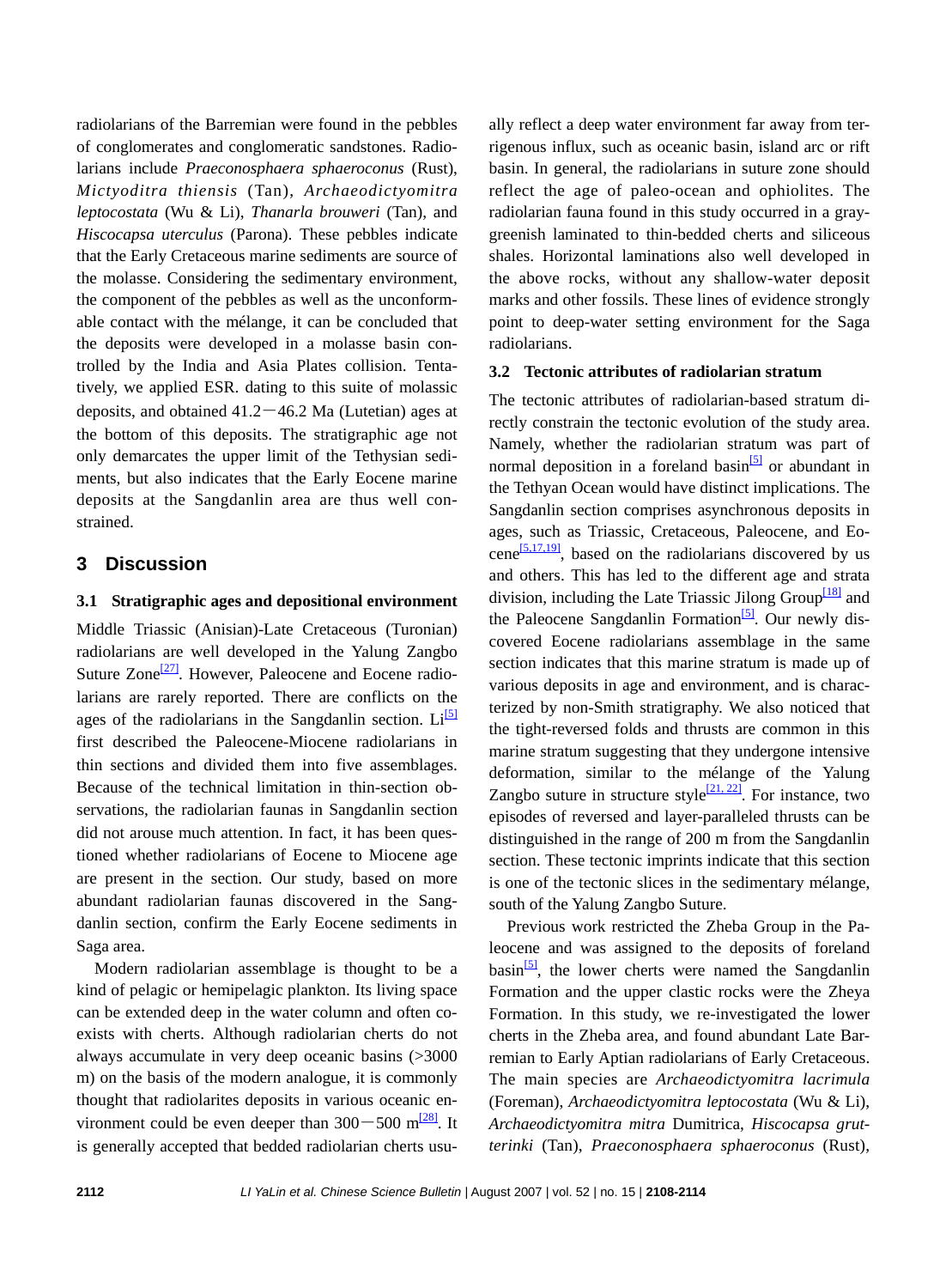radiolarians of the Barremian were found in the pebbles of conglomerates and conglomeratic sandstones. Radiolarians include *Praeconosphaera sphaeroconus* (Rust), *Mictyoditra thiensis* (Tan), *Archaeodictyomitra leptocostata* (Wu & Li), *Thanarla brouweri* (Tan), and *Hiscocapsa uterculus* (Parona). These pebbles indicate that the Early Cretaceous marine sediments are source of the molasse. Considering the sedimentary environment, the component of the pebbles as well as the unconformable contact with the mélange, it can be concluded that the deposits were developed in a molasse basin controlled by the India and Asia Plates collision. Tentatively, we applied ESR. dating to this suite of molassic deposits, and obtained 41.2—46.2 Ma (Lutetian) ages at the bottom of this deposits. The stratigraphic age not only demarcates the upper limit of the Tethysian sediments, but also indicates that the Early Eocene marine deposits at the Sangdanlin area are thus well constrained.

## 3 Discussion

### 3.1 Stratigraphic ages and depositional environment

Middle Triassic (Anisian)-Late Cretaceous (Turonian) radiolarians are well developed in the Yalung Zangbo Suture Zone[27]. However, Paleocene and Eocene radiolarians are rarely reported. There are conflicts on the ages of the radiolarians in the Sangdanlin section. Li[5] first described the Paleocene-Miocene radiolarians in thin sections and divided them into five assemblages. Because of the technical limitation in thin-section observations, the radiolarian faunas in Sangdanlin section did not arouse much attention. In fact, it has been questioned whether radiolarians of Eocene to Miocene age are present in the section. Our study, based on more abundant radiolarian faunas discovered in the Sangdanlin section, confirm the Early Eocene sediments in Saga area.

Modern radiolarian assemblage is thought to be a kind of pelagic or hemipelagic plankton. Its living space can be extended deep in the water column and often coexists with cherts. Although radiolarian cherts do not always accumulate in very deep oceanic basins (>3000 m) on the basis of the modern analogue, it is commonly thought that radiolarites deposits in various oceanic environment could be even deeper than 300—500 m[28]. It is generally accepted that bedded radiolarian cherts usually reflect a deep water environment far away from terrigenous influx, such as oceanic basin, island arc or rift basin. In general, the radiolarians in suture zone should reflect the age of paleo-ocean and ophiolites. The radiolarian fauna found in this study occurred in a gray-greenish laminated to thin-bedded cherts and siliceous shales. Horizontal laminations also well developed in the above rocks, without any shallow-water deposit marks and other fossils. These lines of evidence strongly point to deep-water setting environment for the Saga radiolarians.

### 3.2 Tectonic attributes of radiolarian stratum

The tectonic attributes of radiolarian-based stratum directly constrain the tectonic evolution of the study area. Namely, whether the radiolarian stratum was part of normal deposition in a foreland basin[5] or abundant in the Tethyan Ocean would have distinct implications. The Sangdanlin section comprises asynchronous deposits in ages, such as Triassic, Cretaceous, Paleocene, and Eocene[5,17,19], based on the radiolarians discovered by us and others. This has led to the different age and strata division, including the Late Triassic Jilong Group[18] and the Paleocene Sangdanlin Formation[5]. Our newly discovered Eocene radiolarians assemblage in the same section indicates that this marine stratum is made up of various deposits in age and environment, and is characterized by non-Smith stratigraphy. We also noticed that the tight-reversed folds and thrusts are common in this marine stratum suggesting that they undergone intensive deformation, similar to the mélange of the Yalung Zangbo suture in structure style[21, 22]. For instance, two episodes of reversed and layer-paralleled thrusts can be distinguished in the range of 200 m from the Sangdanlin section. These tectonic imprints indicate that this section is one of the tectonic slices in the sedimentary mélange, south of the Yalung Zangbo Suture.

Previous work restricted the Zheba Group in the Paleocene and was assigned to the deposits of foreland basin[5], the lower cherts were named the Sangdanlin Formation and the upper clastic rocks were the Zheya Formation. In this study, we re-investigated the lower cherts in the Zheba area, and found abundant Late Barremian to Early Aptian radiolarians of Early Cretaceous. The main species are *Archaeodictyomitra lacrimula* (Foreman), *Archaeodictyomitra leptocostata* (Wu & Li), *Archaeodictyomitra mitra* Dumitrica, *Hiscocapsa grutterinki* (Tan), *Praeconosphaera sphaeroconus* (Rust),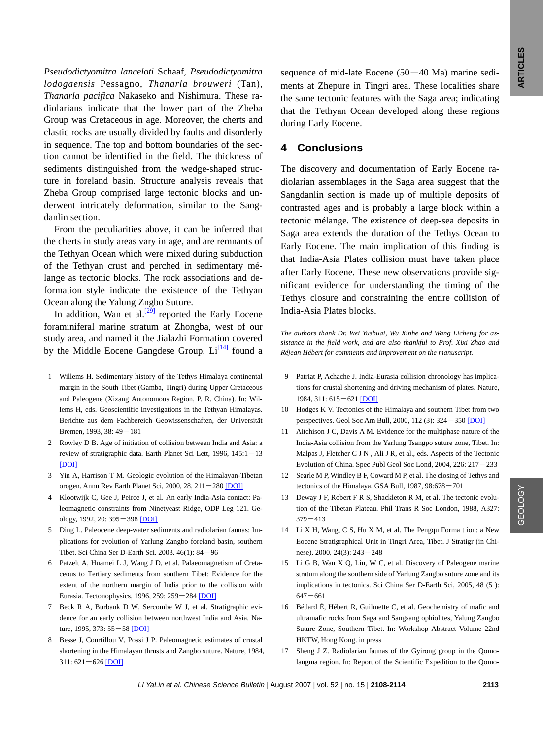*Pseudodictyomitra lanceloti* Schaaf, *Pseudodictyomitra lodogaensis* Pessagno, *Thanarla brouweri* (Tan), *Thanarla pacifica* Nakaseko and Nishimura. These radiolarians indicate that the lower part of the Zheba Group was Cretaceous in age. Moreover, the cherts and clastic rocks are usually divided by faults and disorderly in sequence. The top and bottom boundaries of the section cannot be identified in the field. The thickness of sediments distinguished from the wedge-shaped structure in foreland basin. Structure analysis reveals that Zheba Group comprised large tectonic blocks and underwent intricately deformation, similar to the Sangdanlin section.

From the peculiarities above, it can be inferred that the cherts in study areas vary in age, and are remnants of the Tethyan Ocean which were mixed during subduction of the Tethyan crust and perched in sedimentary mélange as tectonic blocks. The rock associations and deformation style indicate the existence of the Tethyan Ocean along the Yalung Zngbo Suture.

In addition, Wan et al.[29] reported the Early Eocene foraminiferal marine stratum at Zhongba, west of our study area, and named it the Jialazhi Formation covered by the Middle Eocene Gangdese Group. Li[14] found a sequence of mid-late Eocene (50—40 Ma) marine sediments at Zhepure in Tingri area. These localities share the same tectonic features with the Saga area; indicating that the Tethyan Ocean developed along these regions during Early Eocene.

## 4 Conclusions

The discovery and documentation of Early Eocene radiolarian assemblages in the Saga area suggest that the Sangdanlin section is made up of multiple deposits of contrasted ages and is probably a large block within a tectonic mélange. The existence of deep-sea deposits in Saga area extends the duration of the Tethys Ocean to Early Eocene. The main implication of this finding is that India-Asia Plates collision must have taken place after Early Eocene. These new observations provide significant evidence for understanding the timing of the Tethys closure and constraining the entire collision of India-Asia Plates blocks.

*The authors thank Dr. Wei Yushuai, Wu Xinhe and Wang Licheng for assistance in the field work, and are also thankful to Prof. Xixi Zhao and Réjean Hébert for comments and improvement on the manuscript.*

1. Willems H. Sedimentary history of the Tethys Himalaya continental margin in the South Tibet (Gamba, Tingri) during Upper Cretaceous and Paleogene (Xizang Autonomous Region, P. R. China). In: Willems H, eds. Geoscientific Investigations in the Tethyan Himalayas. Berichte aus dem Fachbereich Geowissenschaften, der Universität Bremen, 1993, 38: 49—181
2. Rowley D B. Age of initiation of collision between India and Asia: a review of stratigraphic data. Earth Planet Sci Lett, 1996, 145:1—13 [DOI]
3. Yin A, Harrison T M. Geologic evolution of the Himalayan-Tibetan orogen. Annu Rev Earth Planet Sci, 2000, 28, 211—280 [DOI]
4. Klootwijk C, Gee J, Peirce J, et al. An early India-Asia contact: Paleomagnetic constraints from Ninetyeast Ridge, ODP Leg 121. Geology, 1992, 20: 395—398 [DOI]
5. Ding L. Paleocene deep-water sediments and radiolarian faunas: Implications for evolution of Yarlung Zangbo foreland basin, southern Tibet. Sci China Ser D-Earth Sci, 2003, 46(1): 84—96
6. Patzelt A, Huamei L J, Wang J D, et al. Palaeomagnetism of Cretaceous to Tertiary sediments from southern Tibet: Evidence for the extent of the northern margin of India prior to the collision with Eurasia. Tectonophysics, 1996, 259: 259—284 [DOI]
7. Beck R A, Burbank D W, Sercombe W J, et al. Stratigraphic evidence for an early collision between northwest India and Asia. Nature, 1995, 373: 55—58 [DOI]
8. Besse J, Courtillou V, Possi J P. Paleomagnetic estimates of crustal shortening in the Himalayan thrusts and Zangbo suture. Nature, 1984, 311: 621—626 [DOI]
9. Patriat P, Achache J. India-Eurasia collision chronology has implications for crustal shortening and driving mechanism of plates. Nature, 1984, 311: 615—621 [DOI]
10. Hodges K V. Tectonics of the Himalaya and southern Tibet from two perspectives. Geol Soc Am Bull, 2000, 112 (3): 324—350 [DOI]
11. Aitchison J C, Davis A M. Evidence for the multiphase nature of the India-Asia collision from the Yarlung Tsangpo suture zone, Tibet. In: Malpas J, Fletcher C J N , Ali J R, et al., eds. Aspects of the Tectonic Evolution of China. Spec Publ Geol Soc Lond, 2004, 226: 217—233
12. Searle M P, Windley B F, Coward M P, et al. The closing of Tethys and tectonics of the Himalaya. GSA Bull, 1987, 98:678—701
13. Deway J F, Robert F R S, Shackleton R M, et al. The tectonic evolution of the Tibetan Plateau. Phil Trans R Soc London, 1988, A327: 379—413
14. Li X H, Wang, C S, Hu X M, et al. The Pengqu Forma t ion: a New Eocene Stratigraphical Unit in Tingri Area, Tibet. J Stratigr (in Chinese), 2000, 24(3): 243—248
15. Li G B, Wan X Q, Liu, W C, et al. Discovery of Paleogene marine stratum along the southern side of Yarlung Zangbo suture zone and its implications in tectonics. Sci China Ser D-Earth Sci, 2005, 48 (5 ): 647—661
16. Bédard É, Hébert R, Guilmette C, et al. Geochemistry of mafic and ultramafic rocks from Saga and Sangsang ophiolites, Yalung Zangbo Suture Zone, Southern Tibet. In: Workshop Abstract Volume 22nd HKTW, Hong Kong. in press
17. Sheng J Z. Radiolarian faunas of the Gyirong group in the Qomolangma region. In: Report of the Scientific Expedition to the Qomo-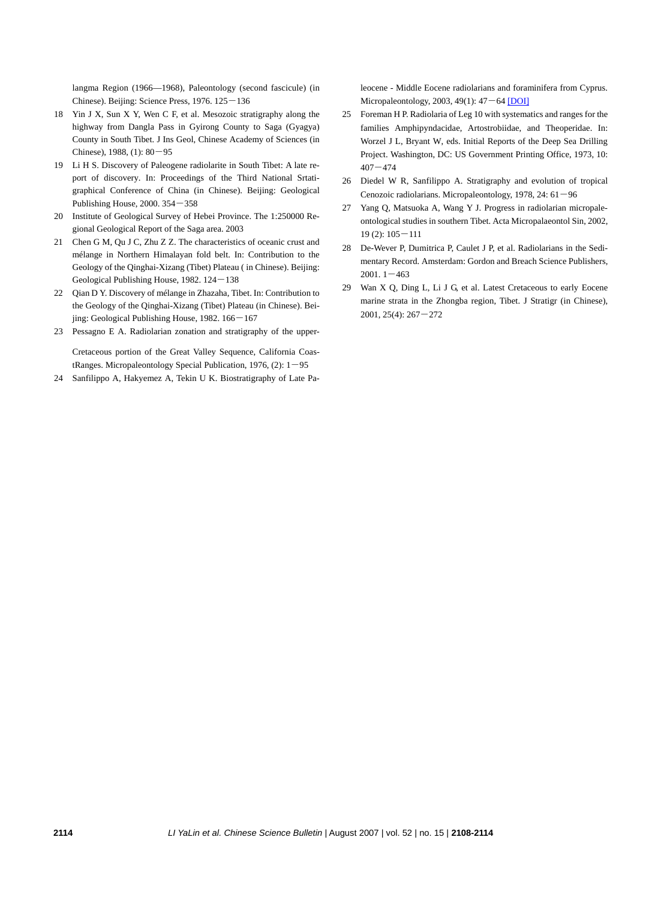langma Region (1966—1968), Paleontology (second fascicule) (in Chinese). Beijing: Science Press, 1976. 125－136

18 Yin J X, Sun X Y, Wen C F, et al. Mesozoic stratigraphy along the highway from Dangla Pass in Gyirong County to Saga (Gyagya) County in South Tibet. J Ins Geol, Chinese Academy of Sciences (in Chinese), 1988, (1): 80－95

19 Li H S. Discovery of Paleogene radiolarite in South Tibet: A late report of discovery. In: Proceedings of the Third National Srtatigraphical Conference of China (in Chinese). Beijing: Geological Publishing House, 2000. 354－358

20 Institute of Geological Survey of Hebei Province. The 1:250000 Regional Geological Report of the Saga area. 2003

21 Chen G M, Qu J C, Zhu Z Z. The characteristics of oceanic crust and mélange in Northern Himalayan fold belt. In: Contribution to the Geology of the Qinghai-Xizang (Tibet) Plateau ( in Chinese). Beijing: Geological Publishing House, 1982. 124－138

22 Qian D Y. Discovery of mélange in Zhazaha, Tibet. In: Contribution to the Geology of the Qinghai-Xizang (Tibet) Plateau (in Chinese). Beijing: Geological Publishing House, 1982. 166－167

23 Pessagno E A. Radiolarian zonation and stratigraphy of the upper-Cretaceous portion of the Great Valley Sequence, California CoastRanges. Micropaleontology Special Publication, 1976, (2): 1－95

24 Sanfilippo A, Hakyemez A, Tekin U K. Biostratigraphy of Late Paleocene - Middle Eocene radiolarians and foraminifera from Cyprus. Micropaleontology, 2003, 49(1): 47－64 [DOI]

25 Foreman H P. Radiolaria of Leg 10 with systematics and ranges for the families Amphipyndacidae, Artostrobiidae, and Theoperidae. In: Worzel J L, Bryant W, eds. Initial Reports of the Deep Sea Drilling Project. Washington, DC: US Government Printing Office, 1973, 10: 407－474

26 Diedel W R, Sanfilippo A. Stratigraphy and evolution of tropical Cenozoic radiolarians. Micropaleontology, 1978, 24: 61－96

27 Yang Q, Matsuoka A, Wang Y J. Progress in radiolarian micropaleontological studies in southern Tibet. Acta Micropalaeontol Sin, 2002, 19 (2): 105－111

28 De-Wever P, Dumitrica P, Caulet J P, et al. Radiolarians in the Sedimentary Record. Amsterdam: Gordon and Breach Science Publishers, 2001. 1－463

29 Wan X Q, Ding L, Li J G, et al. Latest Cretaceous to early Eocene marine strata in the Zhongba region, Tibet. J Stratigr (in Chinese), 2001, 25(4): 267－272